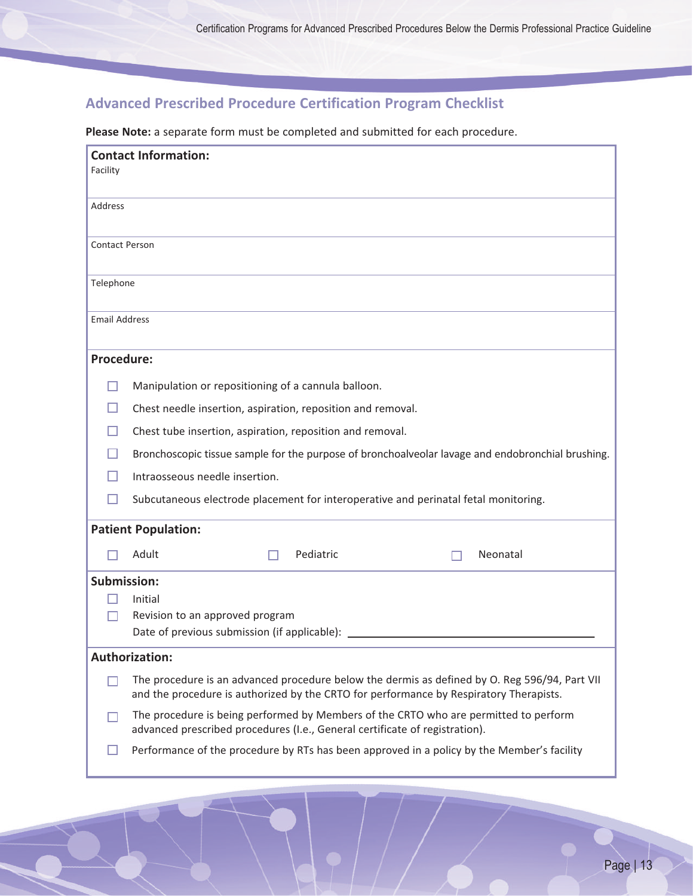## Advanced Prescribed Procedure Certification Program Checklist

**Please Note:** a separate form must be completed and submitted for each procedure.

**Contact Information:**

Facility

Address

Contact Person

Telephone

Email Address

**Procedure:**

- ☐ Manipulation or repositioning of a cannula balloon.
- ☐ Chest needle insertion, aspiration, reposition and removal.
- ☐ Chest tube insertion, aspiration, reposition and removal.
- ☐ Bronchoscopic tissue sample for the purpose of bronchoalveolar lavage and endobronchial brushing.
- ☐ Intraosseous needle insertion.
- ☐ Subcutaneous electrode placement for interoperative and perinatal fetal monitoring.

**Patient Population:**

☐ Adult ☐ Pediatric ☐ Neonatal

**Submission:**

- ☐ Initial
- ☐ Revision to an approved program

Date of previous submission (if applicable): ______________________

**Authorization:**

- ☐ The procedure is an advanced procedure below the dermis as defined by O. Reg 596/94, Part VII and the procedure is authorized by the CRTO for performance by Respiratory Therapists.
- ☐ The procedure is being performed by Members of the CRTO who are permitted to perform advanced prescribed procedures (I.e., General certificate of registration).
- ☐ Performance of the procedure by RTs has been approved in a policy by the Member's facility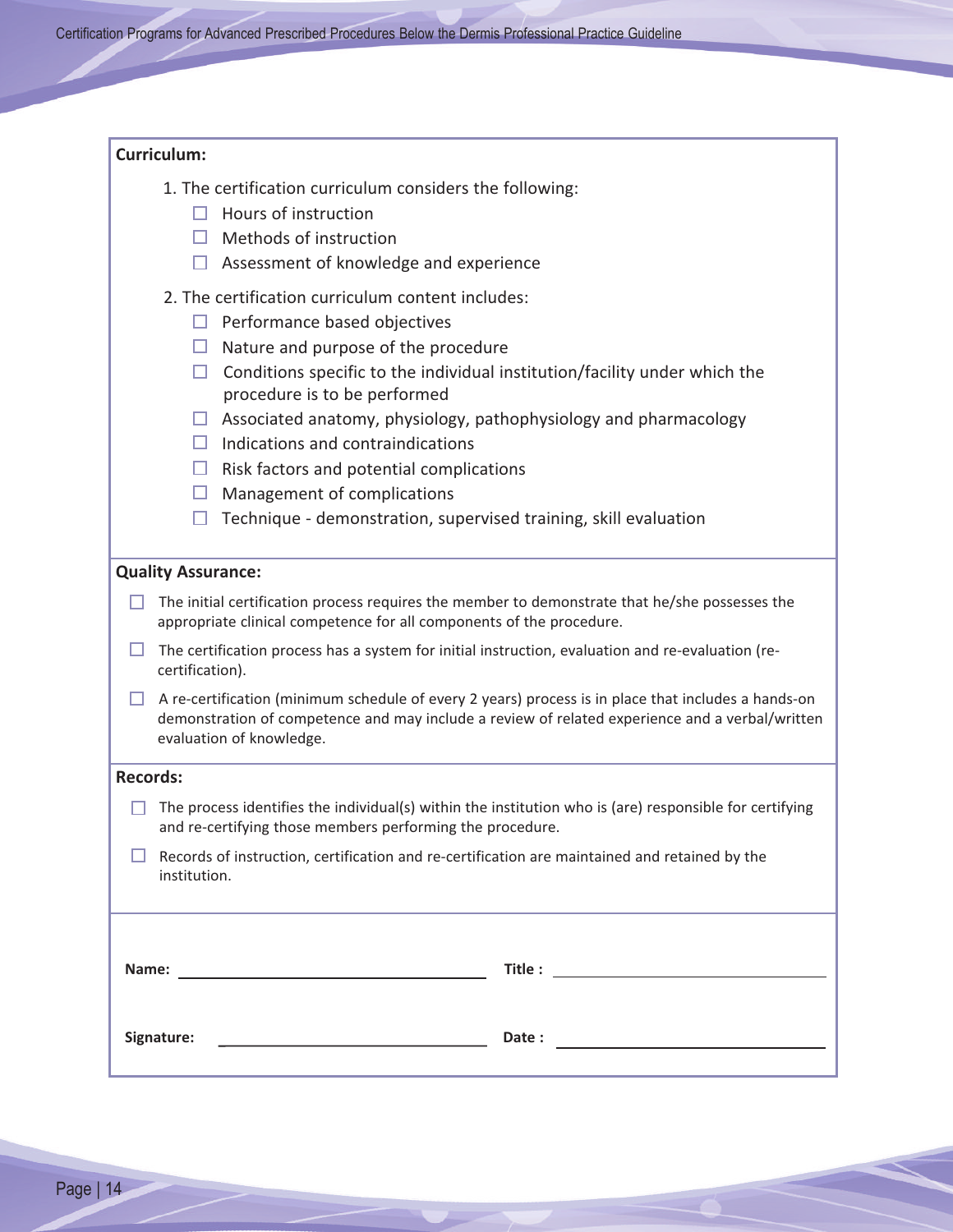**Curriculum:**

1. The certification curriculum considers the following:
   - ☐ Hours of instruction
   - ☐ Methods of instruction
   - ☐ Assessment of knowledge and experience

2. The certification curriculum content includes:
   - ☐ Performance based objectives
   - ☐ Nature and purpose of the procedure
   - ☐ Conditions specific to the individual institution/facility under which the procedure is to be performed
   - ☐ Associated anatomy, physiology, pathophysiology and pharmacology
   - ☐ Indications and contraindications
   - ☐ Risk factors and potential complications
   - ☐ Management of complications
   - ☐ Technique - demonstration, supervised training, skill evaluation

**Quality Assurance:**

- ☐ The initial certification process requires the member to demonstrate that he/she possesses the appropriate clinical competence for all components of the procedure.
- ☐ The certification process has a system for initial instruction, evaluation and re-evaluation (re-certification).
- ☐ A re-certification (minimum schedule of every 2 years) process is in place that includes a hands-on demonstration of competence and may include a review of related experience and a verbal/written evaluation of knowledge.

**Records:**

- ☐ The process identifies the individual(s) within the institution who is (are) responsible for certifying and re-certifying those members performing the procedure.
- ☐ Records of instruction, certification and re-certification are maintained and retained by the institution.

**Name:** ______________________________ **Title :** ______________________________

**Signature:** ______________________________ **Date :** ______________________________